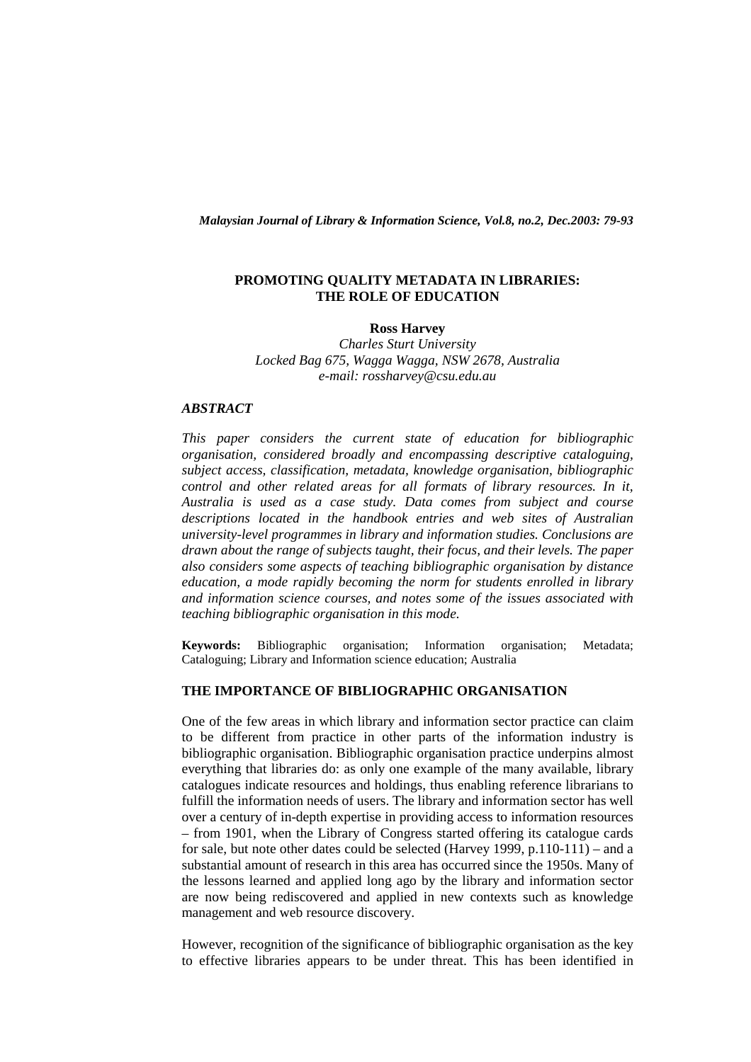# PROMOTING QUALITY METADATA IN LIBRARIES: THE ROLE OF EDUCATION

**Ross Harvey**

*Charles Sturt University*
*Locked Bag 675, Wagga Wagga, NSW 2678, Australia*
*e-mail: rossharvey@csu.edu.au*

### *ABSTRACT*

*This paper considers the current state of education for bibliographic organisation, considered broadly and encompassing descriptive cataloguing, subject access, classification, metadata, knowledge organisation, bibliographic control and other related areas for all formats of library resources. In it, Australia is used as a case study. Data comes from subject and course descriptions located in the handbook entries and web sites of Australian university-level programmes in library and information studies. Conclusions are drawn about the range of subjects taught, their focus, and their levels. The paper also considers some aspects of teaching bibliographic organisation by distance education, a mode rapidly becoming the norm for students enrolled in library and information science courses, and notes some of the issues associated with teaching bibliographic organisation in this mode.*

**Keywords:** Bibliographic organisation; Information organisation; Metadata; Cataloguing; Library and Information science education; Australia

## THE IMPORTANCE OF BIBLIOGRAPHIC ORGANISATION

One of the few areas in which library and information sector practice can claim to be different from practice in other parts of the information industry is bibliographic organisation. Bibliographic organisation practice underpins almost everything that libraries do: as only one example of the many available, library catalogues indicate resources and holdings, thus enabling reference librarians to fulfill the information needs of users. The library and information sector has well over a century of in-depth expertise in providing access to information resources – from 1901, when the Library of Congress started offering its catalogue cards for sale, but note other dates could be selected (Harvey 1999, p.110-111) – and a substantial amount of research in this area has occurred since the 1950s. Many of the lessons learned and applied long ago by the library and information sector are now being rediscovered and applied in new contexts such as knowledge management and web resource discovery.

However, recognition of the significance of bibliographic organisation as the key to effective libraries appears to be under threat. This has been identified in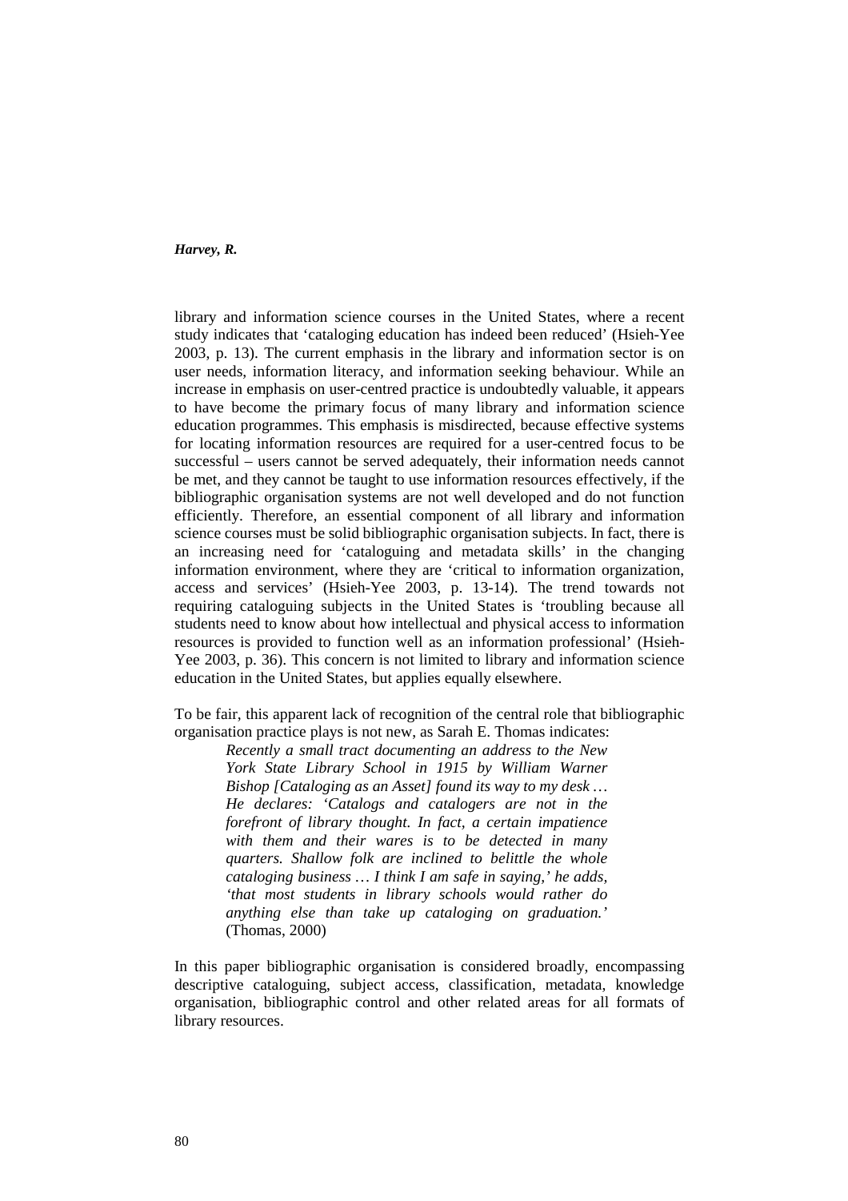library and information science courses in the United States, where a recent study indicates that 'cataloging education has indeed been reduced' (Hsieh-Yee 2003, p. 13). The current emphasis in the library and information sector is on user needs, information literacy, and information seeking behaviour. While an increase in emphasis on user-centred practice is undoubtedly valuable, it appears to have become the primary focus of many library and information science education programmes. This emphasis is misdirected, because effective systems for locating information resources are required for a user-centred focus to be successful – users cannot be served adequately, their information needs cannot be met, and they cannot be taught to use information resources effectively, if the bibliographic organisation systems are not well developed and do not function efficiently. Therefore, an essential component of all library and information science courses must be solid bibliographic organisation subjects. In fact, there is an increasing need for 'cataloguing and metadata skills' in the changing information environment, where they are 'critical to information organization, access and services' (Hsieh-Yee 2003, p. 13-14). The trend towards not requiring cataloguing subjects in the United States is 'troubling because all students need to know about how intellectual and physical access to information resources is provided to function well as an information professional' (Hsieh-Yee 2003, p. 36). This concern is not limited to library and information science education in the United States, but applies equally elsewhere.

To be fair, this apparent lack of recognition of the central role that bibliographic organisation practice plays is not new, as Sarah E. Thomas indicates:

> *Recently a small tract documenting an address to the New York State Library School in 1915 by William Warner Bishop [Cataloging as an Asset] found its way to my desk … He declares: 'Catalogs and catalogers are not in the forefront of library thought. In fact, a certain impatience with them and their wares is to be detected in many quarters. Shallow folk are inclined to belittle the whole cataloging business … I think I am safe in saying,' he adds, 'that most students in library schools would rather do anything else than take up cataloging on graduation.'* (Thomas, 2000)

In this paper bibliographic organisation is considered broadly, encompassing descriptive cataloguing, subject access, classification, metadata, knowledge organisation, bibliographic control and other related areas for all formats of library resources.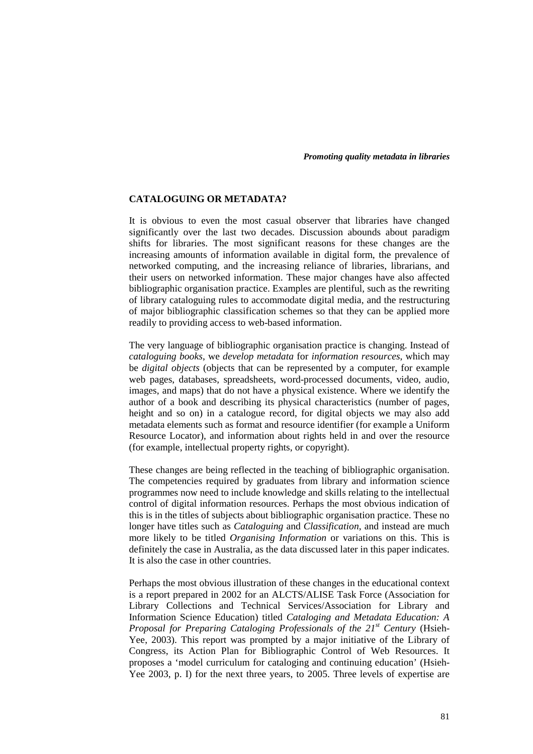## CATALOGUING OR METADATA?

It is obvious to even the most casual observer that libraries have changed significantly over the last two decades. Discussion abounds about paradigm shifts for libraries. The most significant reasons for these changes are the increasing amounts of information available in digital form, the prevalence of networked computing, and the increasing reliance of libraries, librarians, and their users on networked information. These major changes have also affected bibliographic organisation practice. Examples are plentiful, such as the rewriting of library cataloguing rules to accommodate digital media, and the restructuring of major bibliographic classification schemes so that they can be applied more readily to providing access to web-based information.

The very language of bibliographic organisation practice is changing. Instead of *cataloguing books*, we *develop metadata* for *information resources*, which may be *digital objects* (objects that can be represented by a computer, for example web pages, databases, spreadsheets, word-processed documents, video, audio, images, and maps) that do not have a physical existence. Where we identify the author of a book and describing its physical characteristics (number of pages, height and so on) in a catalogue record, for digital objects we may also add metadata elements such as format and resource identifier (for example a Uniform Resource Locator), and information about rights held in and over the resource (for example, intellectual property rights, or copyright).

These changes are being reflected in the teaching of bibliographic organisation. The competencies required by graduates from library and information science programmes now need to include knowledge and skills relating to the intellectual control of digital information resources. Perhaps the most obvious indication of this is in the titles of subjects about bibliographic organisation practice. These no longer have titles such as *Cataloguing* and *Classification*, and instead are much more likely to be titled *Organising Information* or variations on this. This is definitely the case in Australia, as the data discussed later in this paper indicates. It is also the case in other countries.

Perhaps the most obvious illustration of these changes in the educational context is a report prepared in 2002 for an ALCTS/ALISE Task Force (Association for Library Collections and Technical Services/Association for Library and Information Science Education) titled *Cataloging and Metadata Education: A Proposal for Preparing Cataloging Professionals of the 21st Century* (Hsieh-Yee, 2003). This report was prompted by a major initiative of the Library of Congress, its Action Plan for Bibliographic Control of Web Resources. It proposes a 'model curriculum for cataloging and continuing education' (Hsieh-Yee 2003, p. I) for the next three years, to 2005. Three levels of expertise are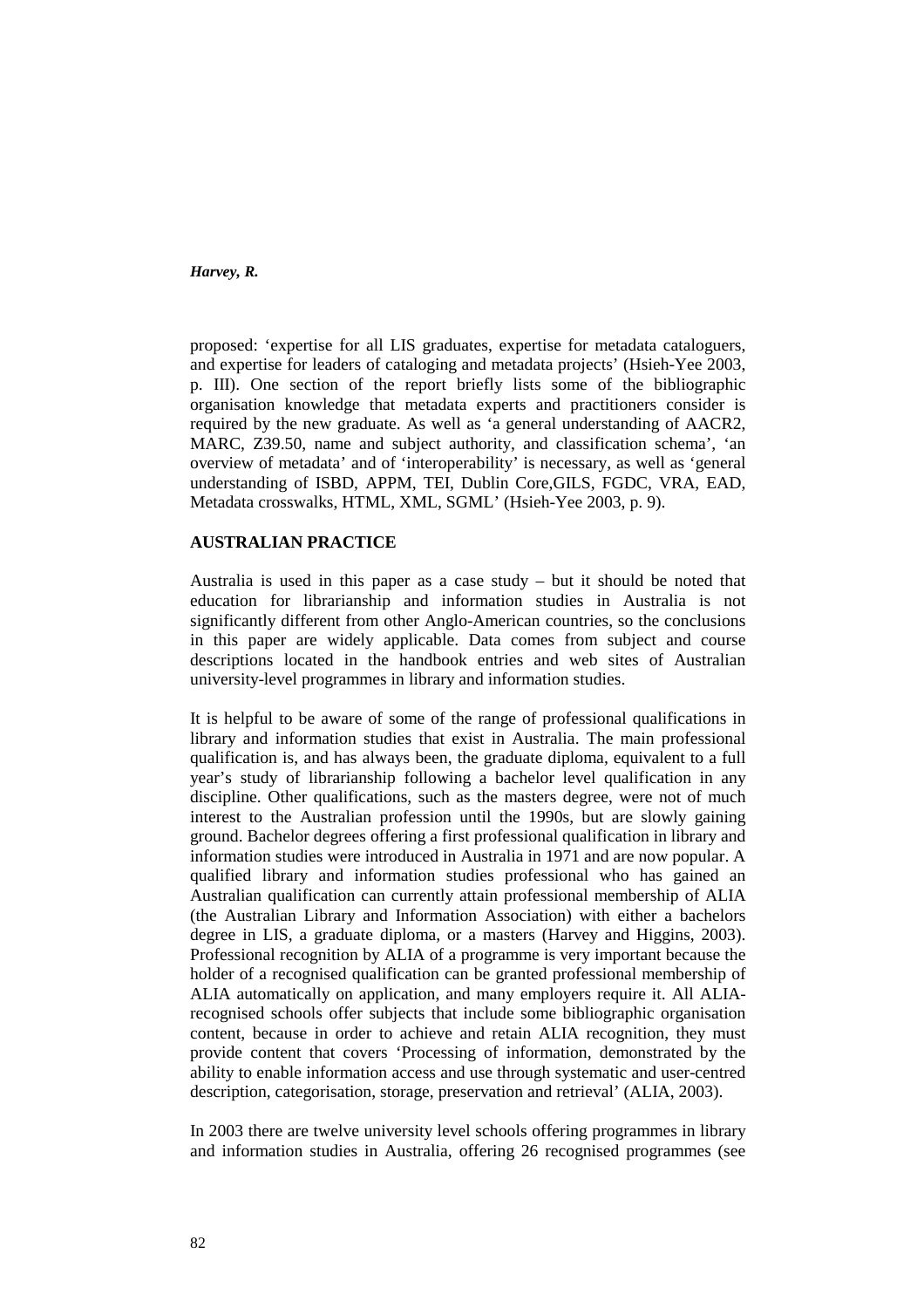proposed: 'expertise for all LIS graduates, expertise for metadata cataloguers, and expertise for leaders of cataloging and metadata projects' (Hsieh-Yee 2003, p. III). One section of the report briefly lists some of the bibliographic organisation knowledge that metadata experts and practitioners consider is required by the new graduate. As well as 'a general understanding of AACR2, MARC, Z39.50, name and subject authority, and classification schema', 'an overview of metadata' and of 'interoperability' is necessary, as well as 'general understanding of ISBD, APPM, TEI, Dublin Core,GILS, FGDC, VRA, EAD, Metadata crosswalks, HTML, XML, SGML' (Hsieh-Yee 2003, p. 9).

## AUSTRALIAN PRACTICE

Australia is used in this paper as a case study – but it should be noted that education for librarianship and information studies in Australia is not significantly different from other Anglo-American countries, so the conclusions in this paper are widely applicable. Data comes from subject and course descriptions located in the handbook entries and web sites of Australian university-level programmes in library and information studies.

It is helpful to be aware of some of the range of professional qualifications in library and information studies that exist in Australia. The main professional qualification is, and has always been, the graduate diploma, equivalent to a full year's study of librarianship following a bachelor level qualification in any discipline. Other qualifications, such as the masters degree, were not of much interest to the Australian profession until the 1990s, but are slowly gaining ground. Bachelor degrees offering a first professional qualification in library and information studies were introduced in Australia in 1971 and are now popular. A qualified library and information studies professional who has gained an Australian qualification can currently attain professional membership of ALIA (the Australian Library and Information Association) with either a bachelors degree in LIS, a graduate diploma, or a masters (Harvey and Higgins, 2003). Professional recognition by ALIA of a programme is very important because the holder of a recognised qualification can be granted professional membership of ALIA automatically on application, and many employers require it. All ALIA-recognised schools offer subjects that include some bibliographic organisation content, because in order to achieve and retain ALIA recognition, they must provide content that covers 'Processing of information, demonstrated by the ability to enable information access and use through systematic and user-centred description, categorisation, storage, preservation and retrieval' (ALIA, 2003).

In 2003 there are twelve university level schools offering programmes in library and information studies in Australia, offering 26 recognised programmes (see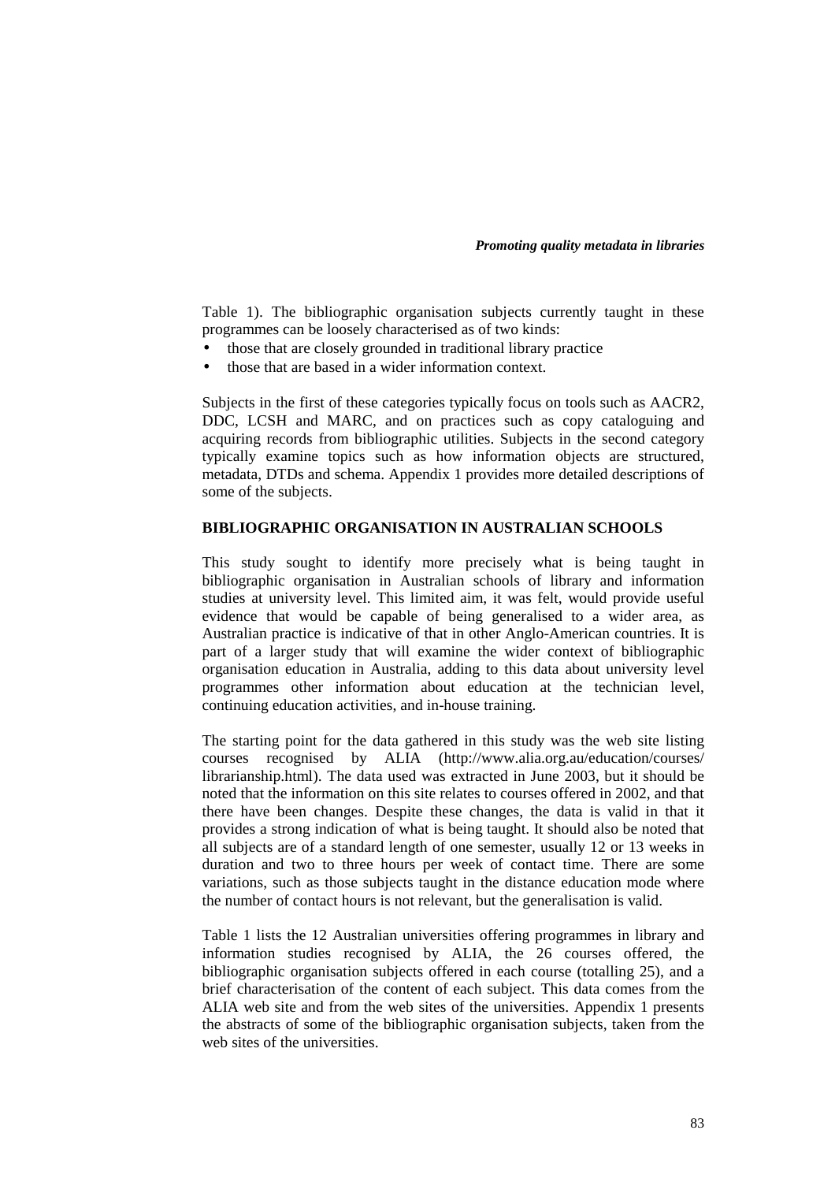Table 1). The bibliographic organisation subjects currently taught in these programmes can be loosely characterised as of two kinds:

- those that are closely grounded in traditional library practice
- those that are based in a wider information context.

Subjects in the first of these categories typically focus on tools such as AACR2, DDC, LCSH and MARC, and on practices such as copy cataloguing and acquiring records from bibliographic utilities. Subjects in the second category typically examine topics such as how information objects are structured, metadata, DTDs and schema. Appendix 1 provides more detailed descriptions of some of the subjects.

## BIBLIOGRAPHIC ORGANISATION IN AUSTRALIAN SCHOOLS

This study sought to identify more precisely what is being taught in bibliographic organisation in Australian schools of library and information studies at university level. This limited aim, it was felt, would provide useful evidence that would be capable of being generalised to a wider area, as Australian practice is indicative of that in other Anglo-American countries. It is part of a larger study that will examine the wider context of bibliographic organisation education in Australia, adding to this data about university level programmes other information about education at the technician level, continuing education activities, and in-house training.

The starting point for the data gathered in this study was the web site listing courses recognised by ALIA (http://www.alia.org.au/education/courses/librarianship.html). The data used was extracted in June 2003, but it should be noted that the information on this site relates to courses offered in 2002, and that there have been changes. Despite these changes, the data is valid in that it provides a strong indication of what is being taught. It should also be noted that all subjects are of a standard length of one semester, usually 12 or 13 weeks in duration and two to three hours per week of contact time. There are some variations, such as those subjects taught in the distance education mode where the number of contact hours is not relevant, but the generalisation is valid.

Table 1 lists the 12 Australian universities offering programmes in library and information studies recognised by ALIA, the 26 courses offered, the bibliographic organisation subjects offered in each course (totalling 25), and a brief characterisation of the content of each subject. This data comes from the ALIA web site and from the web sites of the universities. Appendix 1 presents the abstracts of some of the bibliographic organisation subjects, taken from the web sites of the universities.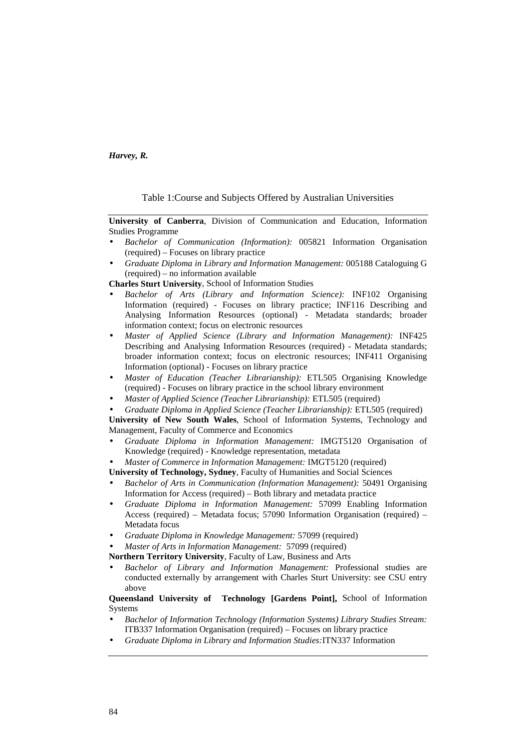Table 1:Course and Subjects Offered by Australian Universities

**University of Canberra**, Division of Communication and Education, Information Studies Programme

- *Bachelor of Communication (Information):* 005821 Information Organisation (required) – Focuses on library practice
- *Graduate Diploma in Library and Information Management:* 005188 Cataloguing G (required) – no information available

**Charles Sturt University**, School of Information Studies

- *Bachelor of Arts (Library and Information Science):* INF102 Organising Information (required) - Focuses on library practice; INF116 Describing and Analysing Information Resources (optional) - Metadata standards; broader information context; focus on electronic resources
- *Master of Applied Science (Library and Information Management):* INF425 Describing and Analysing Information Resources (required) - Metadata standards; broader information context; focus on electronic resources; INF411 Organising Information (optional) - Focuses on library practice
- *Master of Education (Teacher Librarianship):* ETL505 Organising Knowledge (required) - Focuses on library practice in the school library environment
- *Master of Applied Science (Teacher Librarianship):* ETL505 (required)
- *Graduate Diploma in Applied Science (Teacher Librarianship):* ETL505 (required)

**University of New South Wales**, School of Information Systems, Technology and Management, Faculty of Commerce and Economics

- *Graduate Diploma in Information Management:* IMGT5120 Organisation of Knowledge (required) - Knowledge representation, metadata
- *Master of Commerce in Information Management:* IMGT5120 (required)

**University of Technology, Sydney**, Faculty of Humanities and Social Sciences

- *Bachelor of Arts in Communication (Information Management):* 50491 Organising Information for Access (required) – Both library and metadata practice
- *Graduate Diploma in Information Management:* 57099 Enabling Information Access (required) – Metadata focus; 57090 Information Organisation (required) – Metadata focus
- *Graduate Diploma in Knowledge Management:* 57099 (required)
- *Master of Arts in Information Management:* 57099 (required)

**Northern Territory University**, Faculty of Law, Business and Arts

- *Bachelor of Library and Information Management:* Professional studies are conducted externally by arrangement with Charles Sturt University: see CSU entry above

**Queensland University of Technology [Gardens Point],** School of Information Systems

- *Bachelor of Information Technology (Information Systems) Library Studies Stream:* ITB337 Information Organisation (required) – Focuses on library practice
- *Graduate Diploma in Library and Information Studies:*ITN337 Information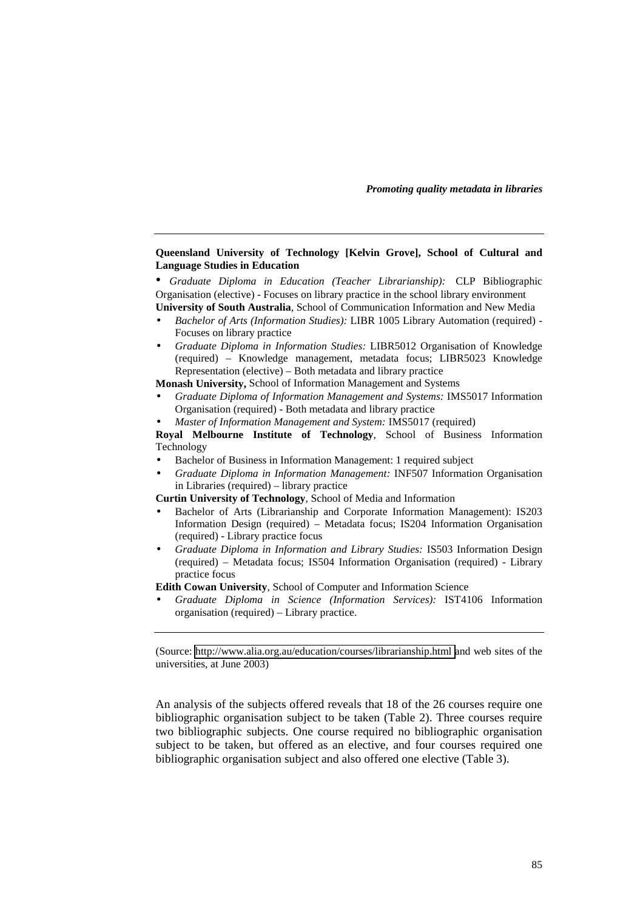**Queensland University of Technology [Kelvin Grove], School of Cultural and Language Studies in Education**

- *Graduate Diploma in Education (Teacher Librarianship):* CLP Bibliographic Organisation (elective) - Focuses on library practice in the school library environment

**University of South Australia**, School of Communication Information and New Media

- *Bachelor of Arts (Information Studies):* LIBR 1005 Library Automation (required) - Focuses on library practice
- *Graduate Diploma in Information Studies:* LIBR5012 Organisation of Knowledge (required) – Knowledge management, metadata focus; LIBR5023 Knowledge Representation (elective) – Both metadata and library practice

**Monash University,** School of Information Management and Systems

- *Graduate Diploma of Information Management and Systems:* IMS5017 Information Organisation (required) - Both metadata and library practice
- *Master of Information Management and System:* IMS5017 (required)

**Royal Melbourne Institute of Technology**, School of Business Information Technology

- Bachelor of Business in Information Management: 1 required subject
- *Graduate Diploma in Information Management:* INF507 Information Organisation in Libraries (required) – library practice

**Curtin University of Technology**, School of Media and Information

- Bachelor of Arts (Librarianship and Corporate Information Management): IS203 Information Design (required) – Metadata focus; IS204 Information Organisation (required) - Library practice focus
- *Graduate Diploma in Information and Library Studies:* IS503 Information Design (required) – Metadata focus; IS504 Information Organisation (required) - Library practice focus

**Edith Cowan University**, School of Computer and Information Science

- *Graduate Diploma in Science (Information Services):* IST4106 Information organisation (required) – Library practice.

(Source: http://www.alia.org.au/education/courses/librarianship.html and web sites of the universities, at June 2003)

An analysis of the subjects offered reveals that 18 of the 26 courses require one bibliographic organisation subject to be taken (Table 2). Three courses require two bibliographic subjects. One course required no bibliographic organisation subject to be taken, but offered as an elective, and four courses required one bibliographic organisation subject and also offered one elective (Table 3).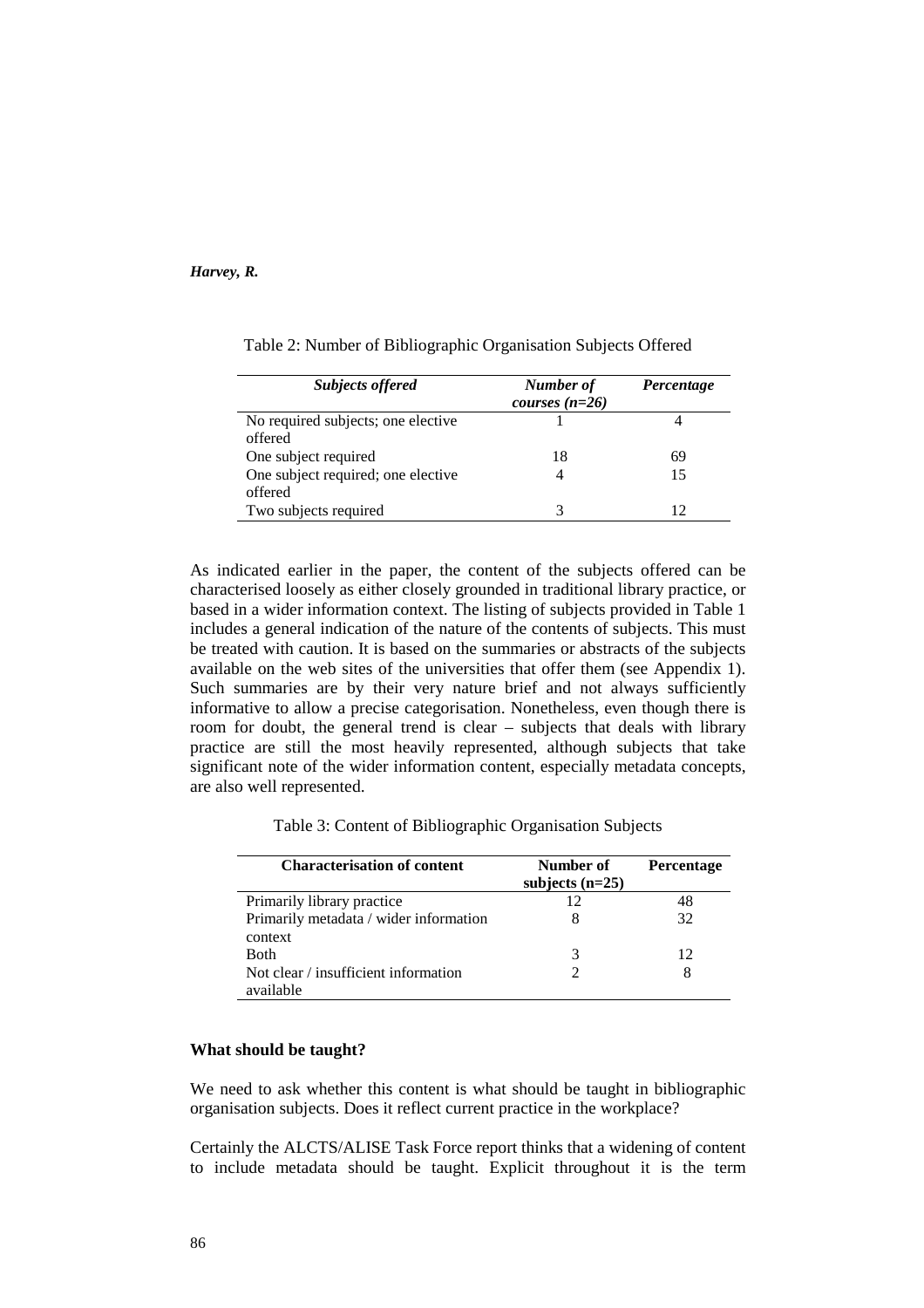Table 2: Number of Bibliographic Organisation Subjects Offered

| *Subjects offered* | *Number of courses (n=26)* | *Percentage* |
|---|---|---|
| No required subjects; one elective offered | 1 | 4 |
| One subject required | 18 | 69 |
| One subject required; one elective offered | 4 | 15 |
| Two subjects required | 3 | 12 |

As indicated earlier in the paper, the content of the subjects offered can be characterised loosely as either closely grounded in traditional library practice, or based in a wider information context. The listing of subjects provided in Table 1 includes a general indication of the nature of the contents of subjects. This must be treated with caution. It is based on the summaries or abstracts of the subjects available on the web sites of the universities that offer them (see Appendix 1). Such summaries are by their very nature brief and not always sufficiently informative to allow a precise categorisation. Nonetheless, even though there is room for doubt, the general trend is clear – subjects that deals with library practice are still the most heavily represented, although subjects that take significant note of the wider information content, especially metadata concepts, are also well represented.

Table 3: Content of Bibliographic Organisation Subjects

| **Characterisation of content** | **Number of subjects (n=25)** | **Percentage** |
|---|---|---|
| Primarily library practice | 12 | 48 |
| Primarily metadata / wider information context | 8 | 32 |
| Both | 3 | 12 |
| Not clear / insufficient information available | 2 | 8 |

**What should be taught?**

We need to ask whether this content is what should be taught in bibliographic organisation subjects. Does it reflect current practice in the workplace?

Certainly the ALCTS/ALISE Task Force report thinks that a widening of content to include metadata should be taught. Explicit throughout it is the term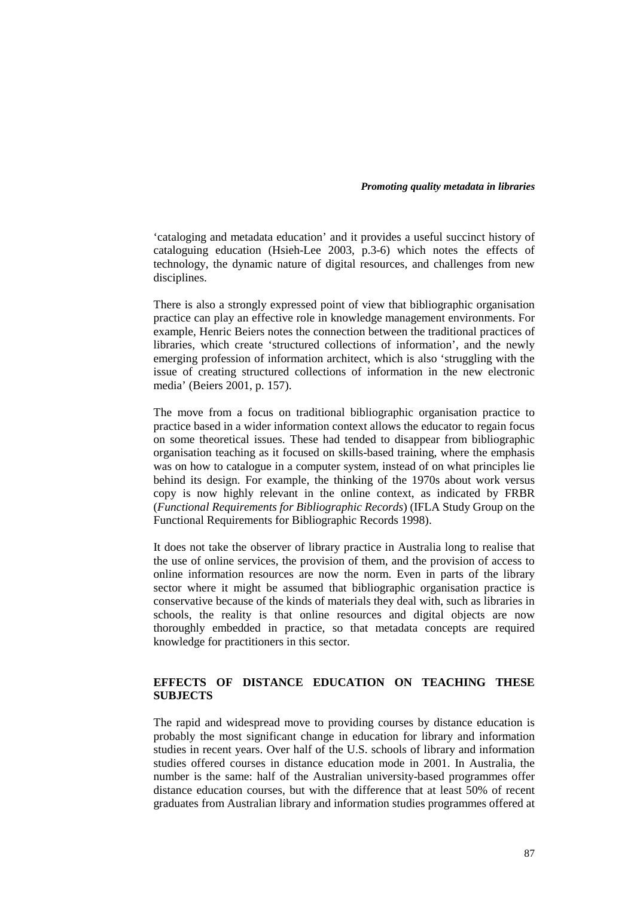'cataloging and metadata education' and it provides a useful succinct history of cataloguing education (Hsieh-Lee 2003, p.3-6) which notes the effects of technology, the dynamic nature of digital resources, and challenges from new disciplines.

There is also a strongly expressed point of view that bibliographic organisation practice can play an effective role in knowledge management environments. For example, Henric Beiers notes the connection between the traditional practices of libraries, which create 'structured collections of information', and the newly emerging profession of information architect, which is also 'struggling with the issue of creating structured collections of information in the new electronic media' (Beiers 2001, p. 157).

The move from a focus on traditional bibliographic organisation practice to practice based in a wider information context allows the educator to regain focus on some theoretical issues. These had tended to disappear from bibliographic organisation teaching as it focused on skills-based training, where the emphasis was on how to catalogue in a computer system, instead of on what principles lie behind its design. For example, the thinking of the 1970s about work versus copy is now highly relevant in the online context, as indicated by FRBR (*Functional Requirements for Bibliographic Records*) (IFLA Study Group on the Functional Requirements for Bibliographic Records 1998).

It does not take the observer of library practice in Australia long to realise that the use of online services, the provision of them, and the provision of access to online information resources are now the norm. Even in parts of the library sector where it might be assumed that bibliographic organisation practice is conservative because of the kinds of materials they deal with, such as libraries in schools, the reality is that online resources and digital objects are now thoroughly embedded in practice, so that metadata concepts are required knowledge for practitioners in this sector.

## EFFECTS OF DISTANCE EDUCATION ON TEACHING THESE SUBJECTS

The rapid and widespread move to providing courses by distance education is probably the most significant change in education for library and information studies in recent years. Over half of the U.S. schools of library and information studies offered courses in distance education mode in 2001. In Australia, the number is the same: half of the Australian university-based programmes offer distance education courses, but with the difference that at least 50% of recent graduates from Australian library and information studies programmes offered at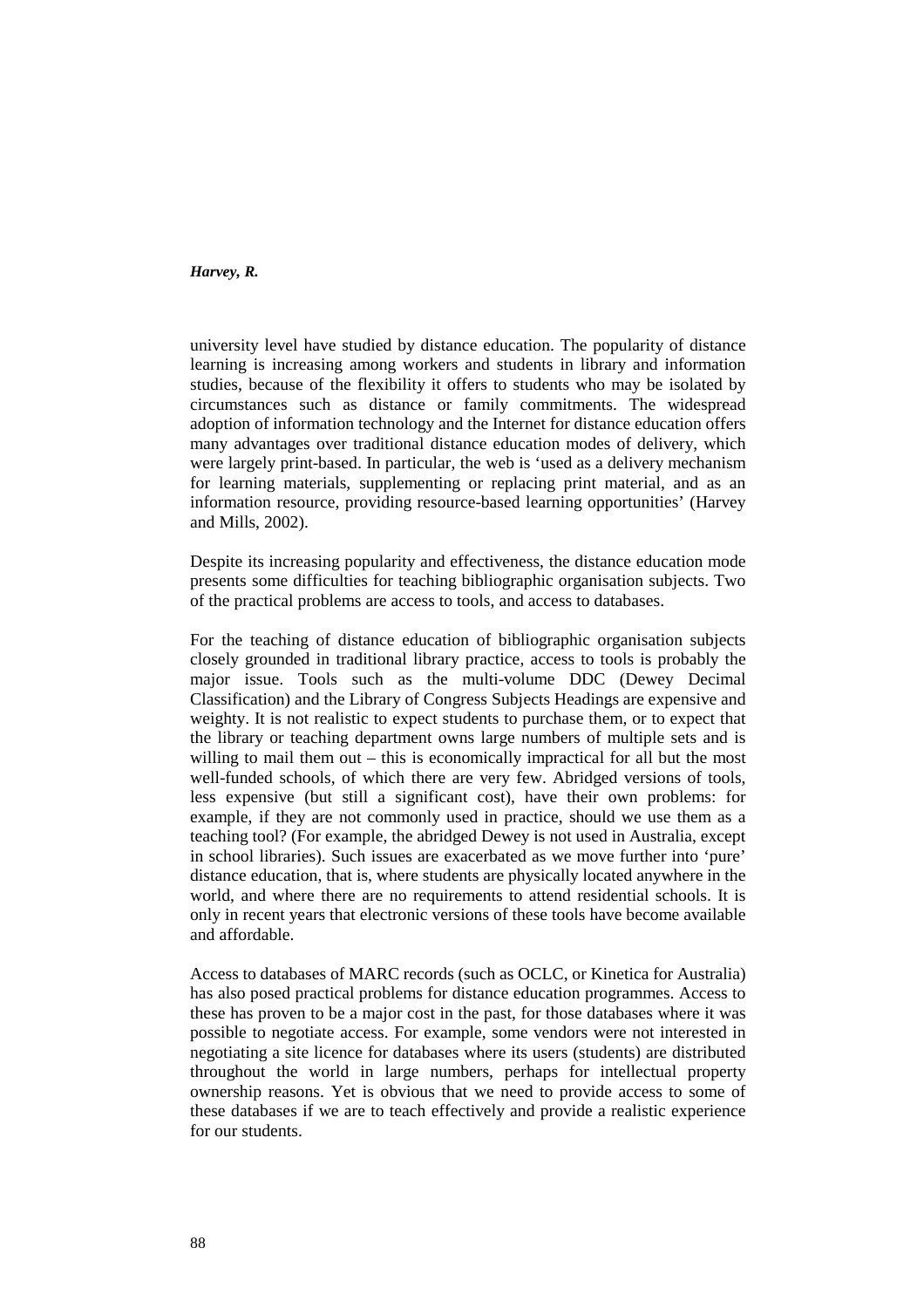university level have studied by distance education. The popularity of distance learning is increasing among workers and students in library and information studies, because of the flexibility it offers to students who may be isolated by circumstances such as distance or family commitments. The widespread adoption of information technology and the Internet for distance education offers many advantages over traditional distance education modes of delivery, which were largely print-based. In particular, the web is 'used as a delivery mechanism for learning materials, supplementing or replacing print material, and as an information resource, providing resource-based learning opportunities' (Harvey and Mills, 2002).

Despite its increasing popularity and effectiveness, the distance education mode presents some difficulties for teaching bibliographic organisation subjects. Two of the practical problems are access to tools, and access to databases.

For the teaching of distance education of bibliographic organisation subjects closely grounded in traditional library practice, access to tools is probably the major issue. Tools such as the multi-volume DDC (Dewey Decimal Classification) and the Library of Congress Subjects Headings are expensive and weighty. It is not realistic to expect students to purchase them, or to expect that the library or teaching department owns large numbers of multiple sets and is willing to mail them out – this is economically impractical for all but the most well-funded schools, of which there are very few. Abridged versions of tools, less expensive (but still a significant cost), have their own problems: for example, if they are not commonly used in practice, should we use them as a teaching tool? (For example, the abridged Dewey is not used in Australia, except in school libraries). Such issues are exacerbated as we move further into 'pure' distance education, that is, where students are physically located anywhere in the world, and where there are no requirements to attend residential schools. It is only in recent years that electronic versions of these tools have become available and affordable.

Access to databases of MARC records (such as OCLC, or Kinetica for Australia) has also posed practical problems for distance education programmes. Access to these has proven to be a major cost in the past, for those databases where it was possible to negotiate access. For example, some vendors were not interested in negotiating a site licence for databases where its users (students) are distributed throughout the world in large numbers, perhaps for intellectual property ownership reasons. Yet is obvious that we need to provide access to some of these databases if we are to teach effectively and provide a realistic experience for our students.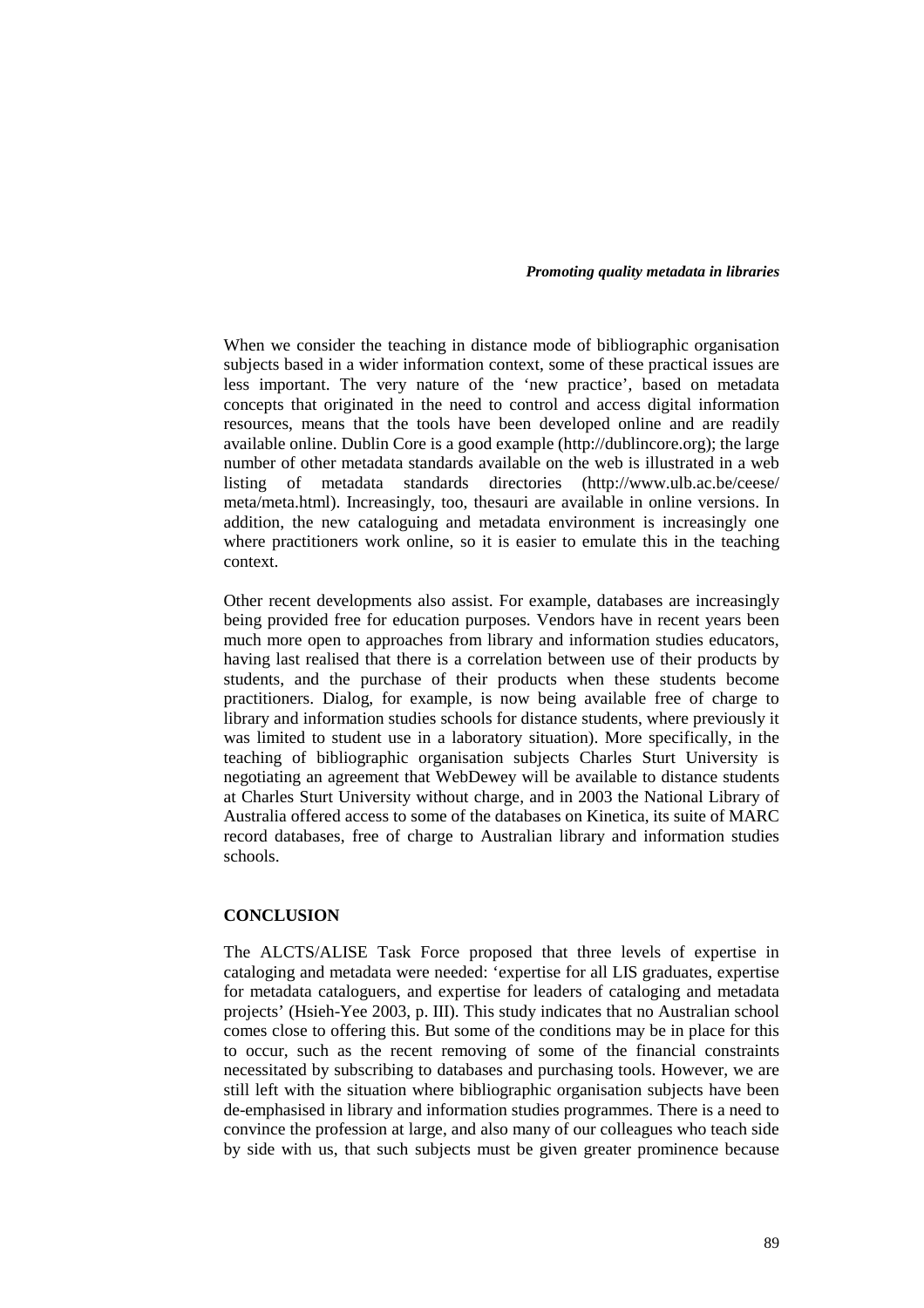When we consider the teaching in distance mode of bibliographic organisation subjects based in a wider information context, some of these practical issues are less important. The very nature of the 'new practice', based on metadata concepts that originated in the need to control and access digital information resources, means that the tools have been developed online and are readily available online. Dublin Core is a good example (http://dublincore.org); the large number of other metadata standards available on the web is illustrated in a web listing of metadata standards directories (http://www.ulb.ac.be/ceese/meta/meta.html). Increasingly, too, thesauri are available in online versions. In addition, the new cataloguing and metadata environment is increasingly one where practitioners work online, so it is easier to emulate this in the teaching context.

Other recent developments also assist. For example, databases are increasingly being provided free for education purposes. Vendors have in recent years been much more open to approaches from library and information studies educators, having last realised that there is a correlation between use of their products by students, and the purchase of their products when these students become practitioners. Dialog, for example, is now being available free of charge to library and information studies schools for distance students, where previously it was limited to student use in a laboratory situation). More specifically, in the teaching of bibliographic organisation subjects Charles Sturt University is negotiating an agreement that WebDewey will be available to distance students at Charles Sturt University without charge, and in 2003 the National Library of Australia offered access to some of the databases on Kinetica, its suite of MARC record databases, free of charge to Australian library and information studies schools.

## CONCLUSION

The ALCTS/ALISE Task Force proposed that three levels of expertise in cataloging and metadata were needed: 'expertise for all LIS graduates, expertise for metadata cataloguers, and expertise for leaders of cataloging and metadata projects' (Hsieh-Yee 2003, p. III). This study indicates that no Australian school comes close to offering this. But some of the conditions may be in place for this to occur, such as the recent removing of some of the financial constraints necessitated by subscribing to databases and purchasing tools. However, we are still left with the situation where bibliographic organisation subjects have been de-emphasised in library and information studies programmes. There is a need to convince the profession at large, and also many of our colleagues who teach side by side with us, that such subjects must be given greater prominence because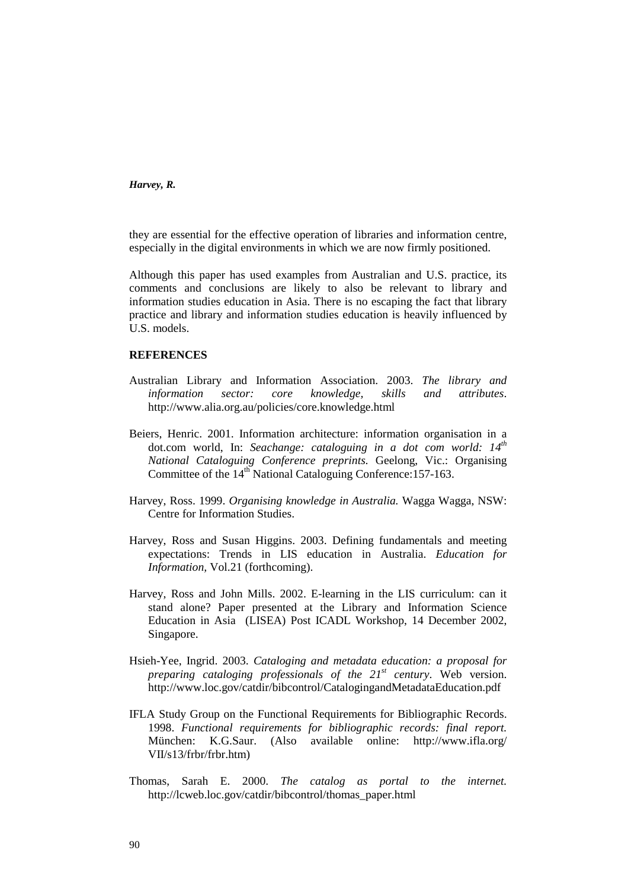they are essential for the effective operation of libraries and information centre, especially in the digital environments in which we are now firmly positioned.

Although this paper has used examples from Australian and U.S. practice, its comments and conclusions are likely to also be relevant to library and information studies education in Asia. There is no escaping the fact that library practice and library and information studies education is heavily influenced by U.S. models.

## REFERENCES

Australian Library and Information Association. 2003. *The library and information sector: core knowledge, skills and attributes*. http://www.alia.org.au/policies/core.knowledge.html

Beiers, Henric. 2001. Information architecture: information organisation in a dot.com world, In: *Seachange: cataloguing in a dot com world: 14th National Cataloguing Conference preprints.* Geelong, Vic.: Organising Committee of the 14th National Cataloguing Conference:157-163.

Harvey, Ross. 1999. *Organising knowledge in Australia.* Wagga Wagga, NSW: Centre for Information Studies.

Harvey, Ross and Susan Higgins. 2003. Defining fundamentals and meeting expectations: Trends in LIS education in Australia. *Education for Information*, Vol.21 (forthcoming).

Harvey, Ross and John Mills. 2002. E-learning in the LIS curriculum: can it stand alone? Paper presented at the Library and Information Science Education in Asia (LISEA) Post ICADL Workshop, 14 December 2002, Singapore.

Hsieh-Yee, Ingrid. 2003. *Cataloging and metadata education: a proposal for preparing cataloging professionals of the 21st century*. Web version. http://www.loc.gov/catdir/bibcontrol/CatalogingandMetadataEducation.pdf

IFLA Study Group on the Functional Requirements for Bibliographic Records. 1998. *Functional requirements for bibliographic records: final report.* München: K.G.Saur. (Also available online: http://www.ifla.org/VII/s13/frbr/frbr.htm)

Thomas, Sarah E. 2000. *The catalog as portal to the internet.* http://lcweb.loc.gov/catdir/bibcontrol/thomas_paper.html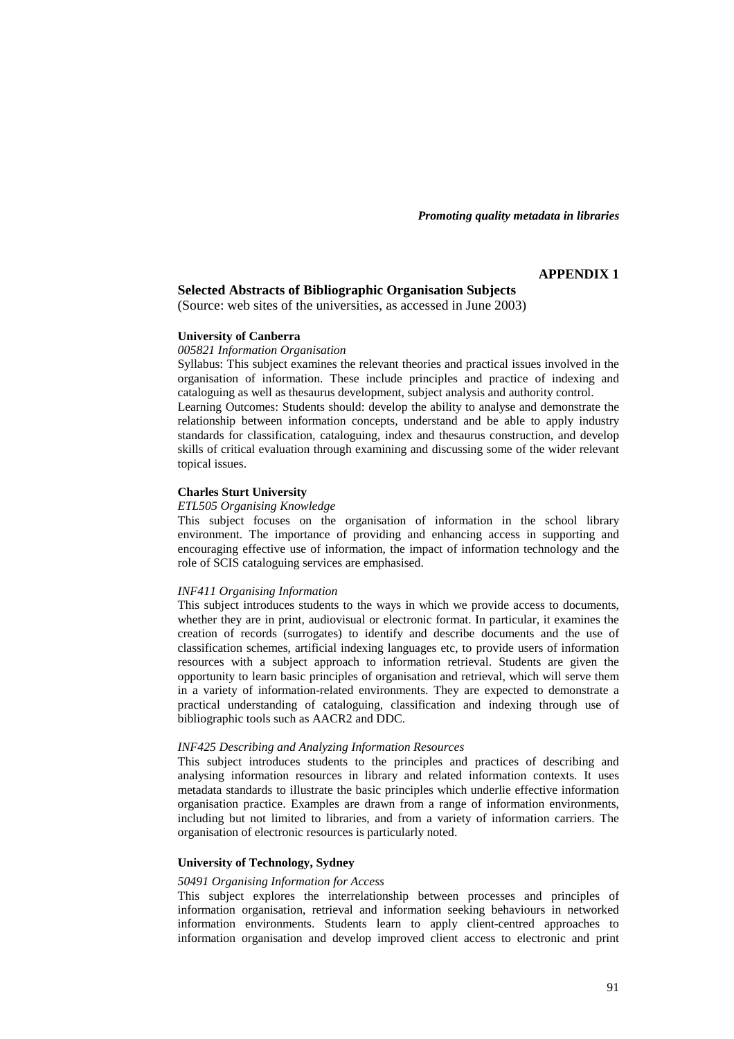## APPENDIX 1

### Selected Abstracts of Bibliographic Organisation Subjects

(Source: web sites of the universities, as accessed in June 2003)

**University of Canberra**

*005821 Information Organisation*

Syllabus: This subject examines the relevant theories and practical issues involved in the organisation of information. These include principles and practice of indexing and cataloguing as well as thesaurus development, subject analysis and authority control.

Learning Outcomes: Students should: develop the ability to analyse and demonstrate the relationship between information concepts, understand and be able to apply industry standards for classification, cataloguing, index and thesaurus construction, and develop skills of critical evaluation through examining and discussing some of the wider relevant topical issues.

**Charles Sturt University**

*ETL505 Organising Knowledge*

This subject focuses on the organisation of information in the school library environment. The importance of providing and enhancing access in supporting and encouraging effective use of information, the impact of information technology and the role of SCIS cataloguing services are emphasised.

*INF411 Organising Information*

This subject introduces students to the ways in which we provide access to documents, whether they are in print, audiovisual or electronic format. In particular, it examines the creation of records (surrogates) to identify and describe documents and the use of classification schemes, artificial indexing languages etc, to provide users of information resources with a subject approach to information retrieval. Students are given the opportunity to learn basic principles of organisation and retrieval, which will serve them in a variety of information-related environments. They are expected to demonstrate a practical understanding of cataloguing, classification and indexing through use of bibliographic tools such as AACR2 and DDC.

*INF425 Describing and Analyzing Information Resources*

This subject introduces students to the principles and practices of describing and analysing information resources in library and related information contexts. It uses metadata standards to illustrate the basic principles which underlie effective information organisation practice. Examples are drawn from a range of information environments, including but not limited to libraries, and from a variety of information carriers. The organisation of electronic resources is particularly noted.

**University of Technology, Sydney**

*50491 Organising Information for Access*

This subject explores the interrelationship between processes and principles of information organisation, retrieval and information seeking behaviours in networked information environments. Students learn to apply client-centred approaches to information organisation and develop improved client access to electronic and print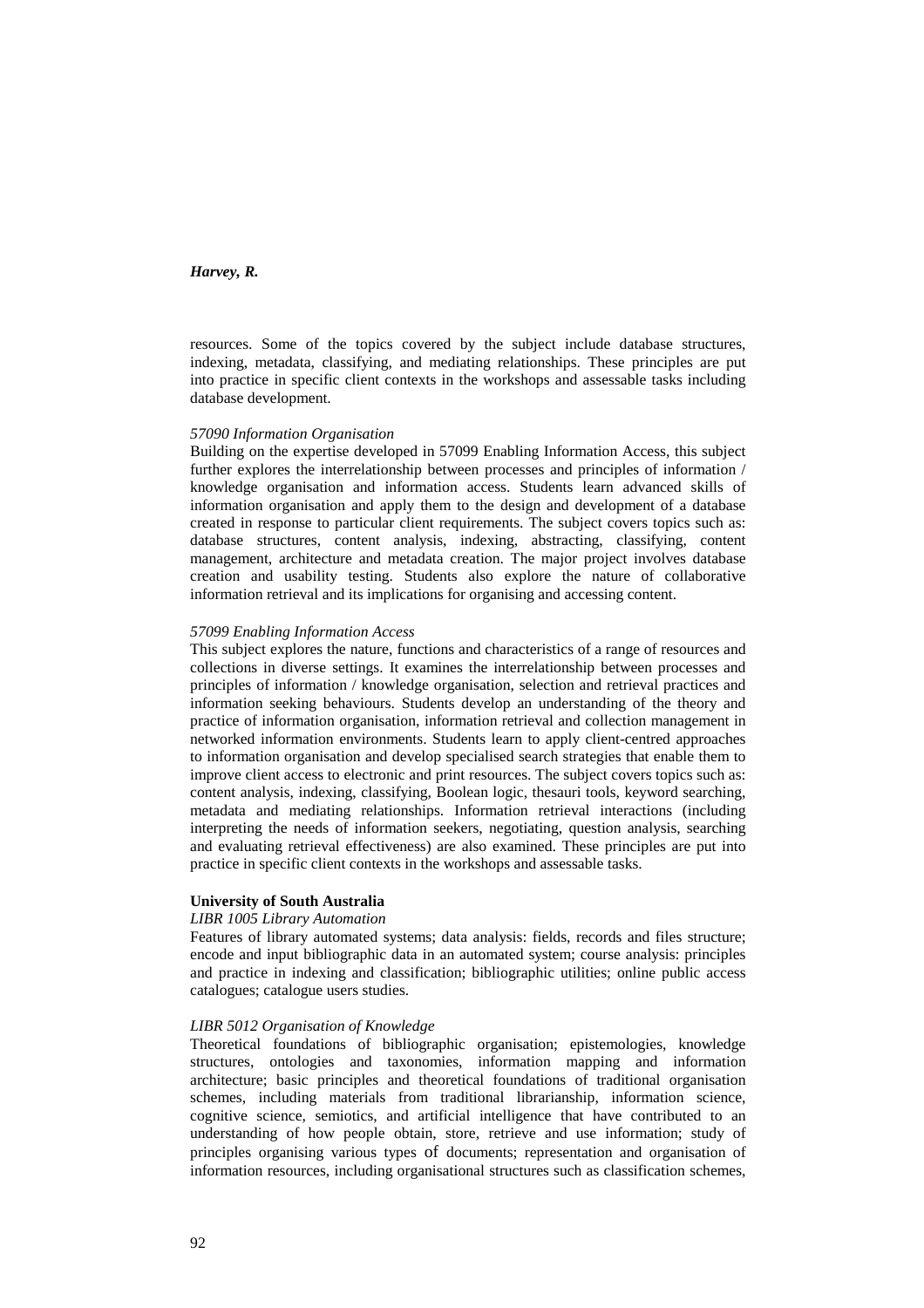resources. Some of the topics covered by the subject include database structures, indexing, metadata, classifying, and mediating relationships. These principles are put into practice in specific client contexts in the workshops and assessable tasks including database development.

*57090 Information Organisation*

Building on the expertise developed in 57099 Enabling Information Access, this subject further explores the interrelationship between processes and principles of information / knowledge organisation and information access. Students learn advanced skills of information organisation and apply them to the design and development of a database created in response to particular client requirements. The subject covers topics such as: database structures, content analysis, indexing, abstracting, classifying, content management, architecture and metadata creation. The major project involves database creation and usability testing. Students also explore the nature of collaborative information retrieval and its implications for organising and accessing content.

*57099 Enabling Information Access*

This subject explores the nature, functions and characteristics of a range of resources and collections in diverse settings. It examines the interrelationship between processes and principles of information / knowledge organisation, selection and retrieval practices and information seeking behaviours. Students develop an understanding of the theory and practice of information organisation, information retrieval and collection management in networked information environments. Students learn to apply client-centred approaches to information organisation and develop specialised search strategies that enable them to improve client access to electronic and print resources. The subject covers topics such as: content analysis, indexing, classifying, Boolean logic, thesauri tools, keyword searching, metadata and mediating relationships. Information retrieval interactions (including interpreting the needs of information seekers, negotiating, question analysis, searching and evaluating retrieval effectiveness) are also examined. These principles are put into practice in specific client contexts in the workshops and assessable tasks.

**University of South Australia**

*LIBR 1005 Library Automation*

Features of library automated systems; data analysis: fields, records and files structure; encode and input bibliographic data in an automated system; course analysis: principles and practice in indexing and classification; bibliographic utilities; online public access catalogues; catalogue users studies.

*LIBR 5012 Organisation of Knowledge*

Theoretical foundations of bibliographic organisation; epistemologies, knowledge structures, ontologies and taxonomies, information mapping and information architecture; basic principles and theoretical foundations of traditional organisation schemes, including materials from traditional librarianship, information science, cognitive science, semiotics, and artificial intelligence that have contributed to an understanding of how people obtain, store, retrieve and use information; study of principles organising various types of documents; representation and organisation of information resources, including organisational structures such as classification schemes,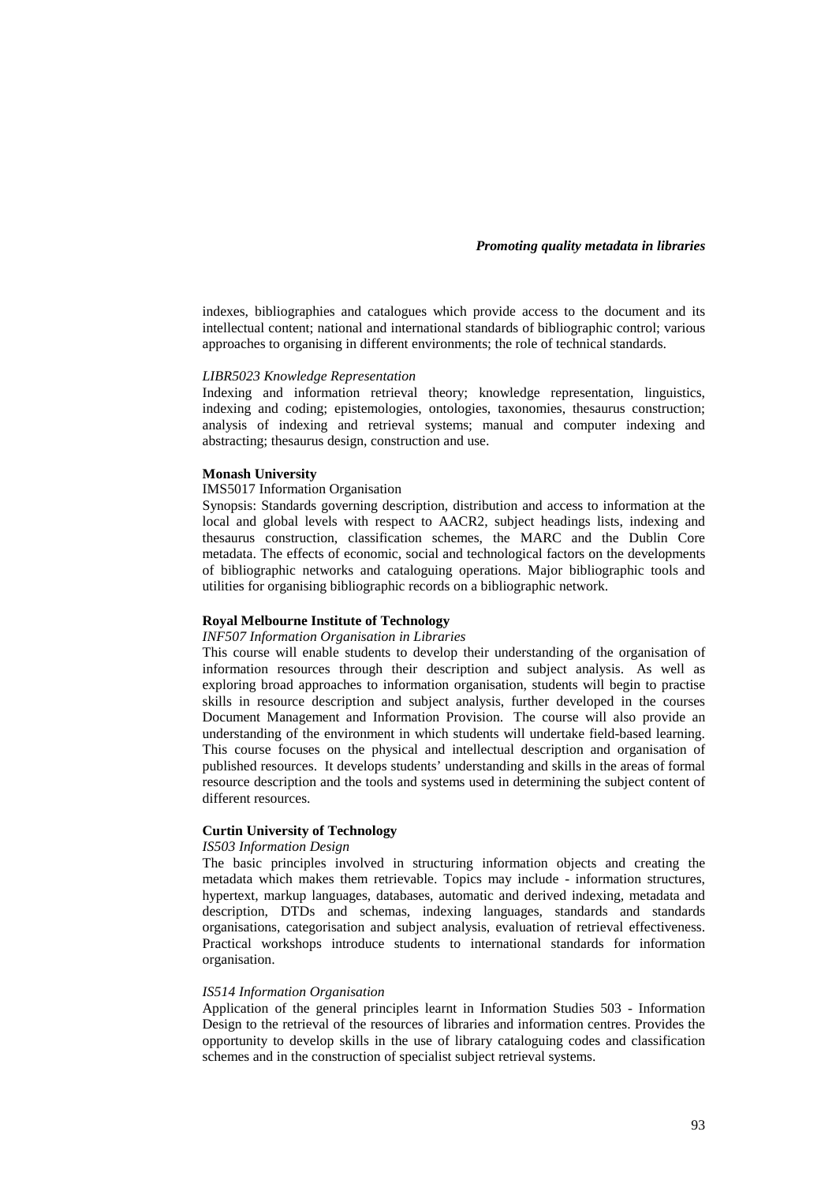indexes, bibliographies and catalogues which provide access to the document and its intellectual content; national and international standards of bibliographic control; various approaches to organising in different environments; the role of technical standards.

*LIBR5023 Knowledge Representation*

Indexing and information retrieval theory; knowledge representation, linguistics, indexing and coding; epistemologies, ontologies, taxonomies, thesaurus construction; analysis of indexing and retrieval systems; manual and computer indexing and abstracting; thesaurus design, construction and use.

**Monash University**

IMS5017 Information Organisation

Synopsis: Standards governing description, distribution and access to information at the local and global levels with respect to AACR2, subject headings lists, indexing and thesaurus construction, classification schemes, the MARC and the Dublin Core metadata. The effects of economic, social and technological factors on the developments of bibliographic networks and cataloguing operations. Major bibliographic tools and utilities for organising bibliographic records on a bibliographic network.

**Royal Melbourne Institute of Technology**

*INF507 Information Organisation in Libraries*

This course will enable students to develop their understanding of the organisation of information resources through their description and subject analysis. As well as exploring broad approaches to information organisation, students will begin to practise skills in resource description and subject analysis, further developed in the courses Document Management and Information Provision. The course will also provide an understanding of the environment in which students will undertake field-based learning. This course focuses on the physical and intellectual description and organisation of published resources. It develops students' understanding and skills in the areas of formal resource description and the tools and systems used in determining the subject content of different resources.

**Curtin University of Technology**

*IS503 Information Design*

The basic principles involved in structuring information objects and creating the metadata which makes them retrievable. Topics may include - information structures, hypertext, markup languages, databases, automatic and derived indexing, metadata and description, DTDs and schemas, indexing languages, standards and standards organisations, categorisation and subject analysis, evaluation of retrieval effectiveness. Practical workshops introduce students to international standards for information organisation.

*IS514 Information Organisation*

Application of the general principles learnt in Information Studies 503 - Information Design to the retrieval of the resources of libraries and information centres. Provides the opportunity to develop skills in the use of library cataloguing codes and classification schemes and in the construction of specialist subject retrieval systems.